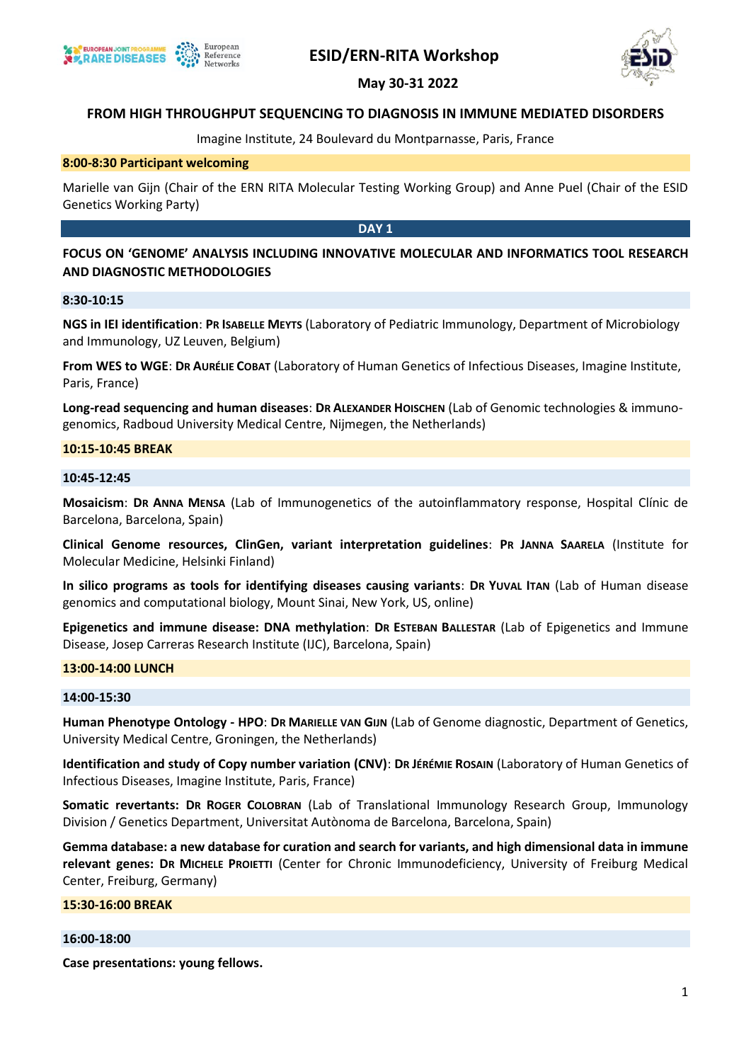# ESID/ERN-RITA Workshop

**May 30-31 2022**

## FROM HIGH THROUGHPUT SEQUENCING TO DIAGNOSIS IN IMMUNE MEDIATED DISORDERS

Imagine Institute, 24 Boulevard du Montparnasse, Paris, France

**8:00-8:30 Participant welcoming**

Marielle van Gijn (Chair of the ERN RITA Molecular Testing Working Group) and Anne Puel (Chair of the ESID Genetics Working Party)

## DAY 1

### FOCUS ON 'GENOME' ANALYSIS INCLUDING INNOVATIVE MOLECULAR AND INFORMATICS TOOL RESEARCH AND DIAGNOSTIC METHODOLOGIES

**8:30-10:15**

**NGS in IEI identification**: **Pr Isabelle Meyts** (Laboratory of Pediatric Immunology, Department of Microbiology and Immunology, UZ Leuven, Belgium)

**From WES to WGE**: **Dr Aurélie Cobat** (Laboratory of Human Genetics of Infectious Diseases, Imagine Institute, Paris, France)

**Long-read sequencing and human diseases**: **Dr Alexander Hoischen** (Lab of Genomic technologies & immuno-genomics, Radboud University Medical Centre, Nijmegen, the Netherlands)

**10:15-10:45 BREAK**

**10:45-12:45**

**Mosaicism**: **Dr Anna Mensa** (Lab of Immunogenetics of the autoinflammatory response, Hospital Clínic de Barcelona, Barcelona, Spain)

**Clinical Genome resources, ClinGen, variant interpretation guidelines**: **Pr Janna Saarela** (Institute for Molecular Medicine, Helsinki Finland)

**In silico programs as tools for identifying diseases causing variants**: **Dr Yuval Itan** (Lab of Human disease genomics and computational biology, Mount Sinai, New York, US, online)

**Epigenetics and immune disease: DNA methylation**: **Dr Esteban Ballestar** (Lab of Epigenetics and Immune Disease, Josep Carreras Research Institute (IJC), Barcelona, Spain)

**13:00-14:00 LUNCH**

**14:00-15:30**

**Human Phenotype Ontology - HPO**: **Dr Marielle van Gijn** (Lab of Genome diagnostic, Department of Genetics, University Medical Centre, Groningen, the Netherlands)

**Identification and study of Copy number variation (CNV)**: **Dr Jérémie Rosain** (Laboratory of Human Genetics of Infectious Diseases, Imagine Institute, Paris, France)

**Somatic revertants: Dr Roger Colobran** (Lab of Translational Immunology Research Group, Immunology Division / Genetics Department, Universitat Autònoma de Barcelona, Barcelona, Spain)

**Gemma database: a new database for curation and search for variants, and high dimensional data in immune relevant genes: Dr Michele Proietti** (Center for Chronic Immunodeficiency, University of Freiburg Medical Center, Freiburg, Germany)

**15:30-16:00 BREAK**

**16:00-18:00**

**Case presentations: young fellows.**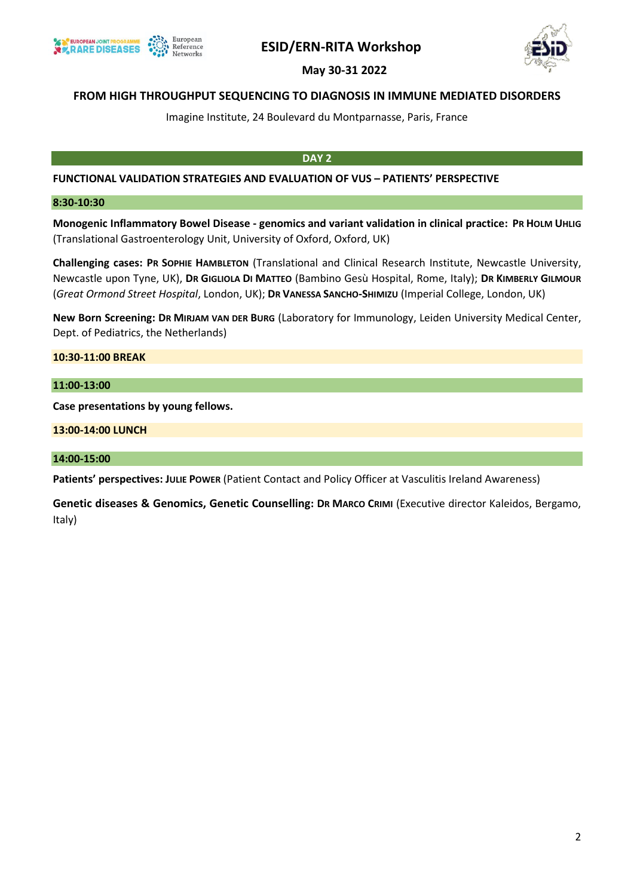# ESID/ERN-RITA Workshop

**May 30-31 2022**

**FROM HIGH THROUGHPUT SEQUENCING TO DIAGNOSIS IN IMMUNE MEDIATED DISORDERS**

Imagine Institute, 24 Boulevard du Montparnasse, Paris, France

## DAY 2

**FUNCTIONAL VALIDATION STRATEGIES AND EVALUATION OF VUS – PATIENTS' PERSPECTIVE**

**8:30-10:30**

**Monogenic Inflammatory Bowel Disease - genomics and variant validation in clinical practice: PR HOLM UHLIG** (Translational Gastroenterology Unit, University of Oxford, Oxford, UK)

**Challenging cases: PR SOPHIE HAMBLETON** (Translational and Clinical Research Institute, Newcastle University, Newcastle upon Tyne, UK), **DR GIGLIOLA DI MATTEO** (Bambino Gesù Hospital, Rome, Italy); **DR KIMBERLY GILMOUR** (*Great Ormond Street Hospital*, London, UK); **DR VANESSA SANCHO-SHIMIZU** (Imperial College, London, UK)

**New Born Screening: DR MIRJAM VAN DER BURG** (Laboratory for Immunology, Leiden University Medical Center, Dept. of Pediatrics, the Netherlands)

**10:30-11:00 BREAK**

**11:00-13:00**

**Case presentations by young fellows.**

**13:00-14:00 LUNCH**

**14:00-15:00**

**Patients' perspectives: JULIE POWER** (Patient Contact and Policy Officer at Vasculitis Ireland Awareness)

**Genetic diseases & Genomics, Genetic Counselling: DR MARCO CRIMI** (Executive director Kaleidos, Bergamo, Italy)